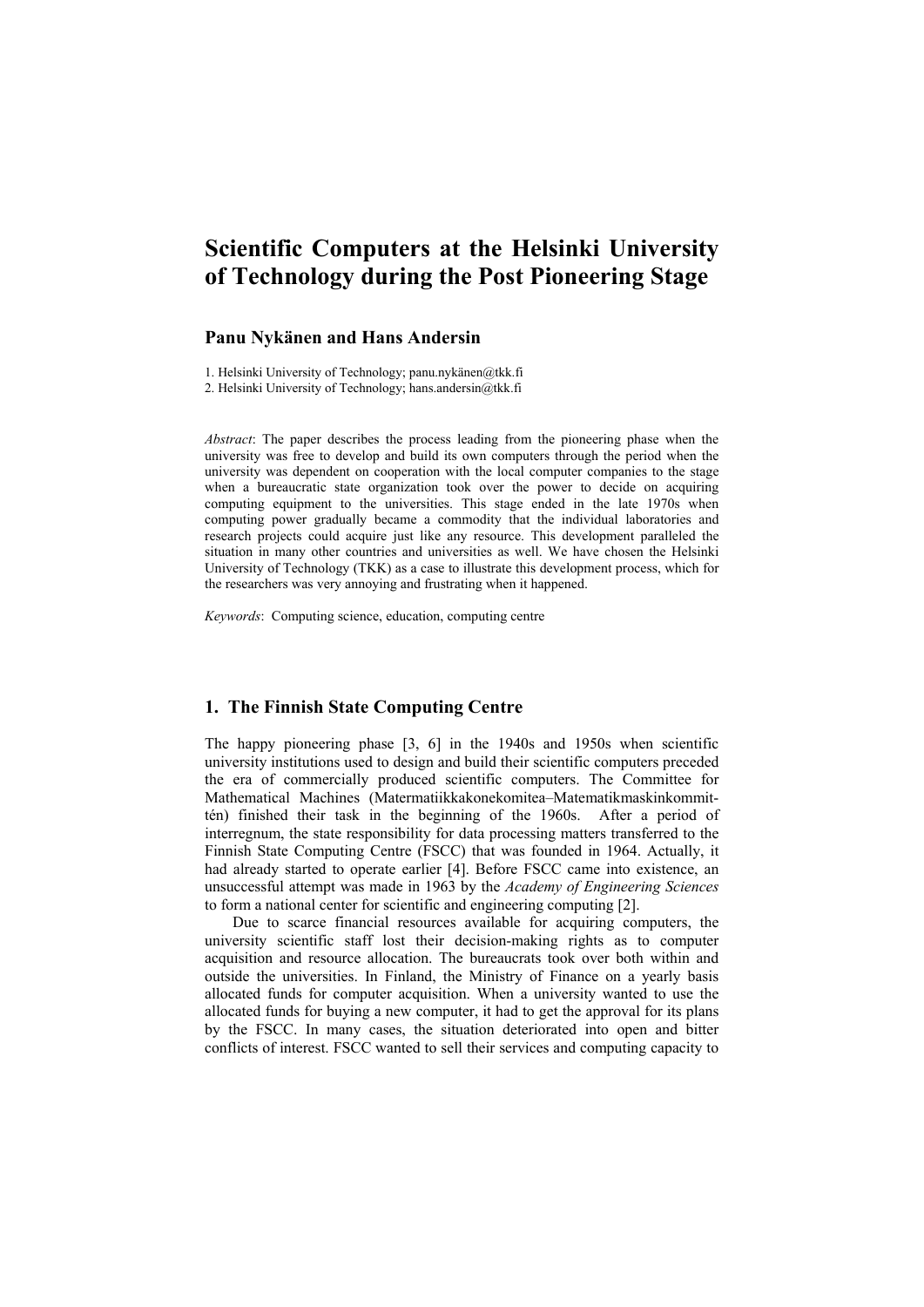# Scientific Computers at the Helsinki University of Technology during the Post Pioneering Stage

**Panu Nykänen and Hans Andersin**

1. Helsinki University of Technology; panu.nykänen@tkk.fi
2. Helsinki University of Technology; hans.andersin@tkk.fi

*Abstract*: The paper describes the process leading from the pioneering phase when the university was free to develop and build its own computers through the period when the university was dependent on cooperation with the local computer companies to the stage when a bureaucratic state organization took over the power to decide on acquiring computing equipment to the universities. This stage ended in the late 1970s when computing power gradually became a commodity that the individual laboratories and research projects could acquire just like any resource. This development paralleled the situation in many other countries and universities as well. We have chosen the Helsinki University of Technology (TKK) as a case to illustrate this development process, which for the researchers was very annoying and frustrating when it happened.

*Keywords*: Computing science, education, computing centre

## 1. The Finnish State Computing Centre

The happy pioneering phase [3, 6] in the 1940s and 1950s when scientific university institutions used to design and build their scientific computers preceded the era of commercially produced scientific computers. The Committee for Mathematical Machines (Matermatiikkakonekomitea–Matematikmaskinkommittén) finished their task in the beginning of the 1960s. After a period of interregnum, the state responsibility for data processing matters transferred to the Finnish State Computing Centre (FSCC) that was founded in 1964. Actually, it had already started to operate earlier [4]. Before FSCC came into existence, an unsuccessful attempt was made in 1963 by the *Academy of Engineering Sciences* to form a national center for scientific and engineering computing [2].

Due to scarce financial resources available for acquiring computers, the university scientific staff lost their decision-making rights as to computer acquisition and resource allocation. The bureaucrats took over both within and outside the universities. In Finland, the Ministry of Finance on a yearly basis allocated funds for computer acquisition. When a university wanted to use the allocated funds for buying a new computer, it had to get the approval for its plans by the FSCC. In many cases, the situation deteriorated into open and bitter conflicts of interest. FSCC wanted to sell their services and computing capacity to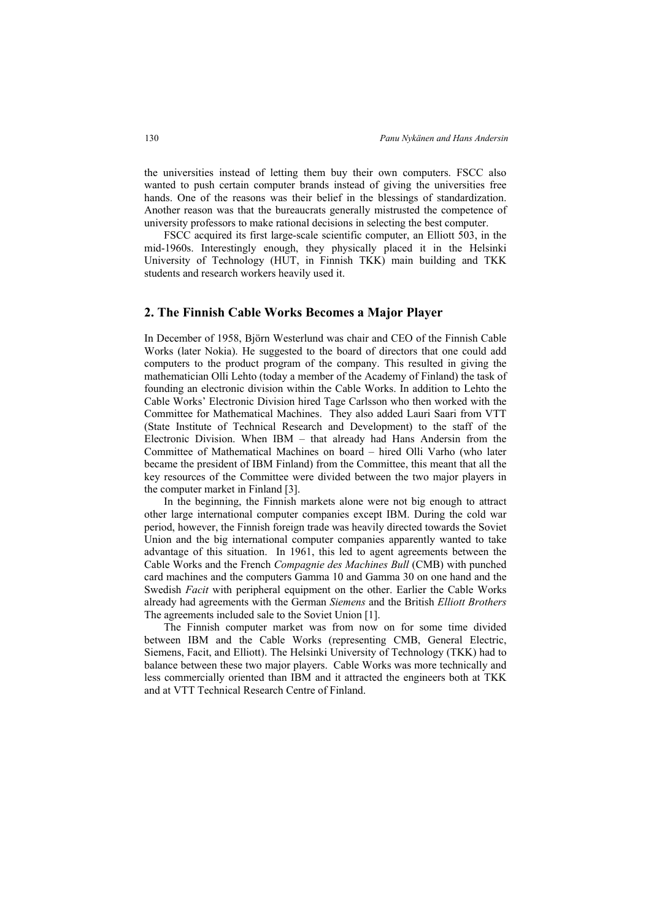the universities instead of letting them buy their own computers. FSCC also wanted to push certain computer brands instead of giving the universities free hands. One of the reasons was their belief in the blessings of standardization. Another reason was that the bureaucrats generally mistrusted the competence of university professors to make rational decisions in selecting the best computer.

FSCC acquired its first large-scale scientific computer, an Elliott 503, in the mid-1960s. Interestingly enough, they physically placed it in the Helsinki University of Technology (HUT, in Finnish TKK) main building and TKK students and research workers heavily used it.

## 2. The Finnish Cable Works Becomes a Major Player

In December of 1958, Björn Westerlund was chair and CEO of the Finnish Cable Works (later Nokia). He suggested to the board of directors that one could add computers to the product program of the company. This resulted in giving the mathematician Olli Lehto (today a member of the Academy of Finland) the task of founding an electronic division within the Cable Works. In addition to Lehto the Cable Works' Electronic Division hired Tage Carlsson who then worked with the Committee for Mathematical Machines. They also added Lauri Saari from VTT (State Institute of Technical Research and Development) to the staff of the Electronic Division. When IBM – that already had Hans Andersin from the Committee of Mathematical Machines on board – hired Olli Varho (who later became the president of IBM Finland) from the Committee, this meant that all the key resources of the Committee were divided between the two major players in the computer market in Finland [3].

In the beginning, the Finnish markets alone were not big enough to attract other large international computer companies except IBM. During the cold war period, however, the Finnish foreign trade was heavily directed towards the Soviet Union and the big international computer companies apparently wanted to take advantage of this situation. In 1961, this led to agent agreements between the Cable Works and the French *Compagnie des Machines Bull* (CMB) with punched card machines and the computers Gamma 10 and Gamma 30 on one hand and the Swedish *Facit* with peripheral equipment on the other. Earlier the Cable Works already had agreements with the German *Siemens* and the British *Elliott Brothers* The agreements included sale to the Soviet Union [1].

The Finnish computer market was from now on for some time divided between IBM and the Cable Works (representing CMB, General Electric, Siemens, Facit, and Elliott). The Helsinki University of Technology (TKK) had to balance between these two major players. Cable Works was more technically and less commercially oriented than IBM and it attracted the engineers both at TKK and at VTT Technical Research Centre of Finland.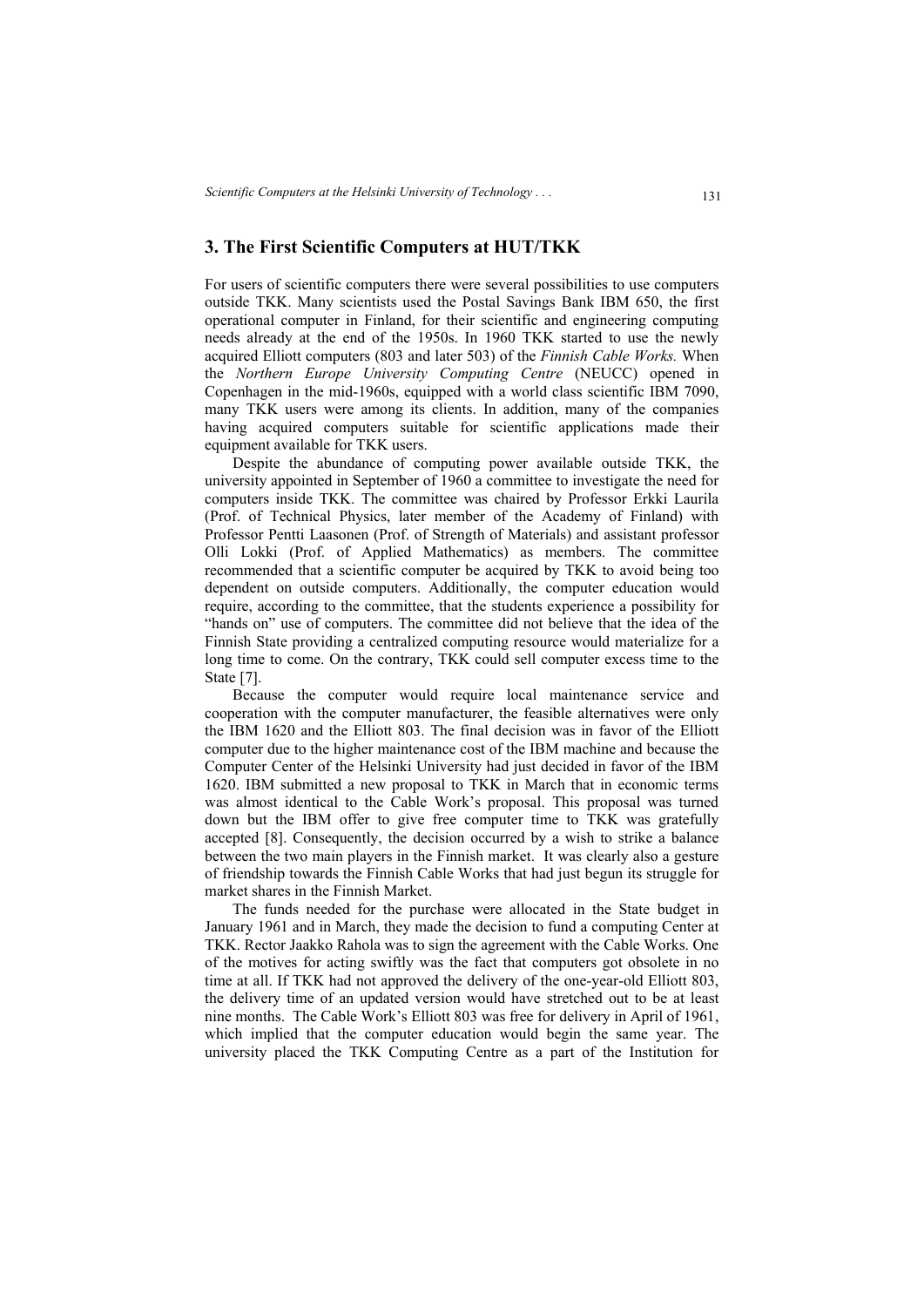## 3. The First Scientific Computers at HUT/TKK

For users of scientific computers there were several possibilities to use computers outside TKK. Many scientists used the Postal Savings Bank IBM 650, the first operational computer in Finland, for their scientific and engineering computing needs already at the end of the 1950s. In 1960 TKK started to use the newly acquired Elliott computers (803 and later 503) of the *Finnish Cable Works.* When the *Northern Europe University Computing Centre* (NEUCC) opened in Copenhagen in the mid-1960s, equipped with a world class scientific IBM 7090, many TKK users were among its clients. In addition, many of the companies having acquired computers suitable for scientific applications made their equipment available for TKK users.

Despite the abundance of computing power available outside TKK, the university appointed in September of 1960 a committee to investigate the need for computers inside TKK. The committee was chaired by Professor Erkki Laurila (Prof. of Technical Physics, later member of the Academy of Finland) with Professor Pentti Laasonen (Prof. of Strength of Materials) and assistant professor Olli Lokki (Prof. of Applied Mathematics) as members. The committee recommended that a scientific computer be acquired by TKK to avoid being too dependent on outside computers. Additionally, the computer education would require, according to the committee, that the students experience a possibility for "hands on" use of computers. The committee did not believe that the idea of the Finnish State providing a centralized computing resource would materialize for a long time to come. On the contrary, TKK could sell computer excess time to the State [7].

Because the computer would require local maintenance service and cooperation with the computer manufacturer, the feasible alternatives were only the IBM 1620 and the Elliott 803. The final decision was in favor of the Elliott computer due to the higher maintenance cost of the IBM machine and because the Computer Center of the Helsinki University had just decided in favor of the IBM 1620. IBM submitted a new proposal to TKK in March that in economic terms was almost identical to the Cable Work's proposal. This proposal was turned down but the IBM offer to give free computer time to TKK was gratefully accepted [8]. Consequently, the decision occurred by a wish to strike a balance between the two main players in the Finnish market. It was clearly also a gesture of friendship towards the Finnish Cable Works that had just begun its struggle for market shares in the Finnish Market.

The funds needed for the purchase were allocated in the State budget in January 1961 and in March, they made the decision to fund a computing Center at TKK. Rector Jaakko Rahola was to sign the agreement with the Cable Works. One of the motives for acting swiftly was the fact that computers got obsolete in no time at all. If TKK had not approved the delivery of the one-year-old Elliott 803, the delivery time of an updated version would have stretched out to be at least nine months. The Cable Work's Elliott 803 was free for delivery in April of 1961, which implied that the computer education would begin the same year. The university placed the TKK Computing Centre as a part of the Institution for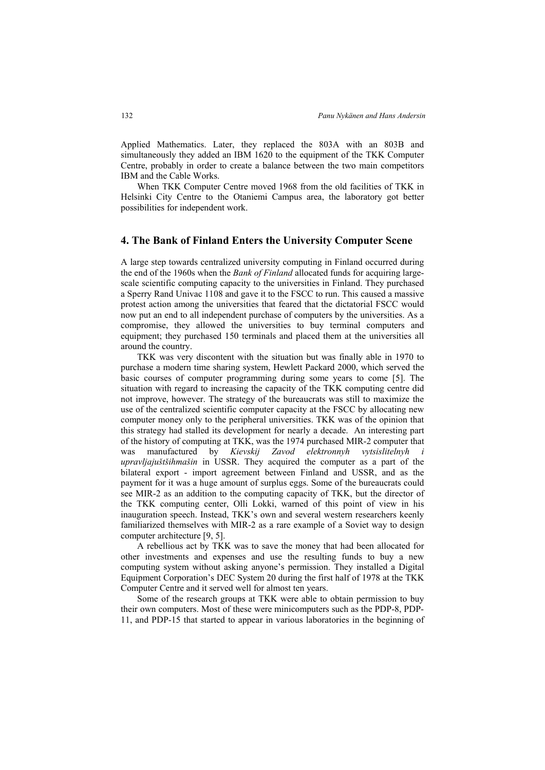Applied Mathematics. Later, they replaced the 803A with an 803B and simultaneously they added an IBM 1620 to the equipment of the TKK Computer Centre, probably in order to create a balance between the two main competitors IBM and the Cable Works.

When TKK Computer Centre moved 1968 from the old facilities of TKK in Helsinki City Centre to the Otaniemi Campus area, the laboratory got better possibilities for independent work.

## 4. The Bank of Finland Enters the University Computer Scene

A large step towards centralized university computing in Finland occurred during the end of the 1960s when the *Bank of Finland* allocated funds for acquiring large-scale scientific computing capacity to the universities in Finland. They purchased a Sperry Rand Univac 1108 and gave it to the FSCC to run. This caused a massive protest action among the universities that feared that the dictatorial FSCC would now put an end to all independent purchase of computers by the universities. As a compromise, they allowed the universities to buy terminal computers and equipment; they purchased 150 terminals and placed them at the universities all around the country.

TKK was very discontent with the situation but was finally able in 1970 to purchase a modern time sharing system, Hewlett Packard 2000, which served the basic courses of computer programming during some years to come [5]. The situation with regard to increasing the capacity of the TKK computing centre did not improve, however. The strategy of the bureaucrats was still to maximize the use of the centralized scientific computer capacity at the FSCC by allocating new computer money only to the peripheral universities. TKK was of the opinion that this strategy had stalled its development for nearly a decade. An interesting part of the history of computing at TKK, was the 1974 purchased MIR-2 computer that was manufactured by *Kievskij Zavod elektronnyh vytsislitelnyh i upravljajuštšihmašin* in USSR. They acquired the computer as a part of the bilateral export - import agreement between Finland and USSR, and as the payment for it was a huge amount of surplus eggs. Some of the bureaucrats could see MIR-2 as an addition to the computing capacity of TKK, but the director of the TKK computing center, Olli Lokki, warned of this point of view in his inauguration speech. Instead, TKK's own and several western researchers keenly familiarized themselves with MIR-2 as a rare example of a Soviet way to design computer architecture [9, 5].

A rebellious act by TKK was to save the money that had been allocated for other investments and expenses and use the resulting funds to buy a new computing system without asking anyone's permission. They installed a Digital Equipment Corporation's DEC System 20 during the first half of 1978 at the TKK Computer Centre and it served well for almost ten years.

Some of the research groups at TKK were able to obtain permission to buy their own computers. Most of these were minicomputers such as the PDP-8, PDP-11, and PDP-15 that started to appear in various laboratories in the beginning of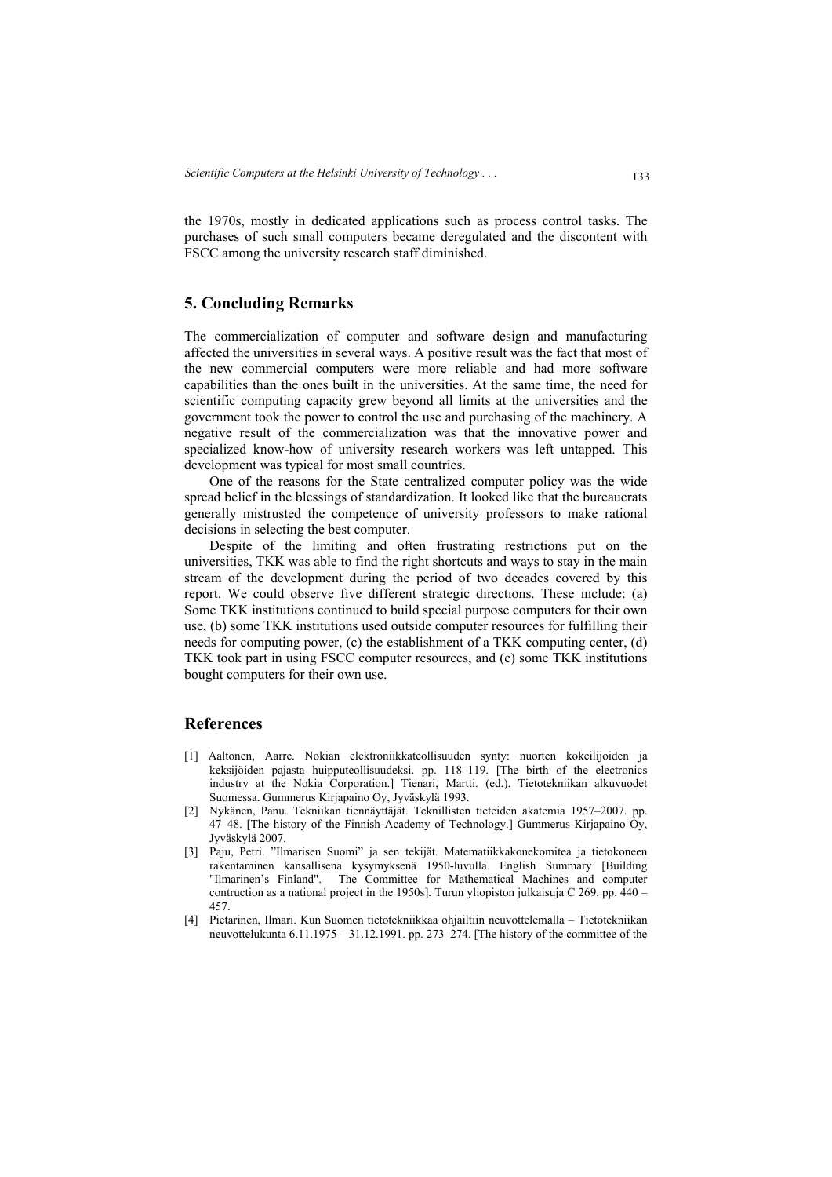the 1970s, mostly in dedicated applications such as process control tasks. The purchases of such small computers became deregulated and the discontent with FSCC among the university research staff diminished.

## 5. Concluding Remarks

The commercialization of computer and software design and manufacturing affected the universities in several ways. A positive result was the fact that most of the new commercial computers were more reliable and had more software capabilities than the ones built in the universities. At the same time, the need for scientific computing capacity grew beyond all limits at the universities and the government took the power to control the use and purchasing of the machinery. A negative result of the commercialization was that the innovative power and specialized know-how of university research workers was left untapped. This development was typical for most small countries.

One of the reasons for the State centralized computer policy was the wide spread belief in the blessings of standardization. It looked like that the bureaucrats generally mistrusted the competence of university professors to make rational decisions in selecting the best computer.

Despite of the limiting and often frustrating restrictions put on the universities, TKK was able to find the right shortcuts and ways to stay in the main stream of the development during the period of two decades covered by this report. We could observe five different strategic directions. These include: (a) Some TKK institutions continued to build special purpose computers for their own use, (b) some TKK institutions used outside computer resources for fulfilling their needs for computing power, (c) the establishment of a TKK computing center, (d) TKK took part in using FSCC computer resources, and (e) some TKK institutions bought computers for their own use.

## References

[1] Aaltonen, Aarre. Nokian elektroniikkateollisuuden synty: nuorten kokeilijoiden ja keksijöiden pajasta huipputeollisuudeksi. pp. 118–119. [The birth of the electronics industry at the Nokia Corporation.] Tienari, Martti. (ed.). Tietotekniikan alkuvuodet Suomessa. Gummerus Kirjapaino Oy, Jyväskylä 1993.

[2] Nykänen, Panu. Tekniikan tiennäyttäjät. Teknillisten tieteiden akatemia 1957–2007. pp. 47–48. [The history of the Finnish Academy of Technology.] Gummerus Kirjapaino Oy, Jyväskylä 2007.

[3] Paju, Petri. "Ilmarisen Suomi" ja sen tekijät. Matematiikkakonekomitea ja tietokoneen rakentaminen kansallisena kysymyksenä 1950-luvulla. English Summary [Building "Ilmarinen's Finland". The Committee for Mathematical Machines and computer contruction as a national project in the 1950s]. Turun yliopiston julkaisuja C 269. pp. 440 – 457.

[4] Pietarinen, Ilmari. Kun Suomen tietotekniikkaa ohjailtiin neuvottelemalla – Tietotekniikan neuvottelukunta 6.11.1975 – 31.12.1991. pp. 273–274. [The history of the committee of the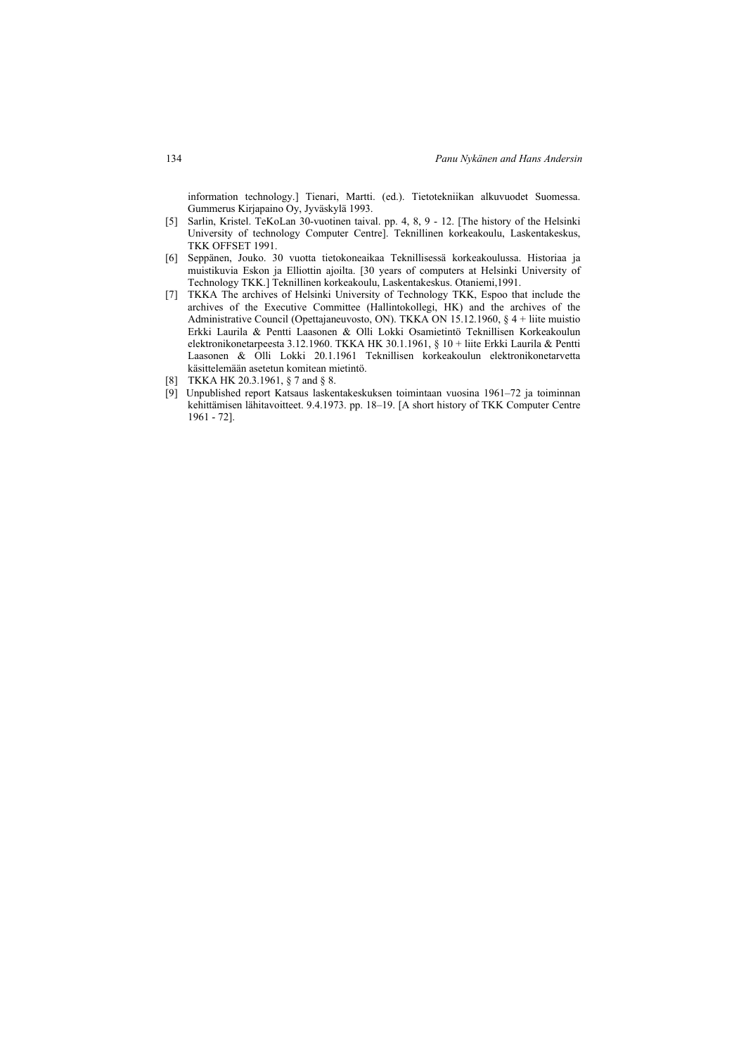information technology.] Tienari, Martti. (ed.). Tietotekniikan alkuvuodet Suomessa. Gummerus Kirjapaino Oy, Jyväskylä 1993.

[5] Sarlin, Kristel. TeKoLan 30-vuotinen taival. pp. 4, 8, 9 - 12. [The history of the Helsinki University of technology Computer Centre]. Teknillinen korkeakoulu, Laskentakeskus, TKK OFFSET 1991.

[6] Seppänen, Jouko. 30 vuotta tietokoneaikaa Teknillisessä korkeakoulussa. Historiaa ja muistikuvia Eskon ja Elliottin ajoilta. [30 years of computers at Helsinki University of Technology TKK.] Teknillinen korkeakoulu, Laskentakeskus. Otaniemi,1991.

[7] TKKA The archives of Helsinki University of Technology TKK, Espoo that include the archives of the Executive Committee (Hallintokollegi, HK) and the archives of the Administrative Council (Opettajaneuvosto, ON). TKKA ON 15.12.1960, § 4 + liite muistio Erkki Laurila & Pentti Laasonen & Olli Lokki Osamietintö Teknillisen Korkeakoulun elektronikonetarpeesta 3.12.1960. TKKA HK 30.1.1961, § 10 + liite Erkki Laurila & Pentti Laasonen & Olli Lokki 20.1.1961 Teknillisen korkeakoulun elektronikonetarvetta käsittelemään asetetun komitean mietintö.

[8] TKKA HK 20.3.1961, § 7 and § 8.

[9] Unpublished report Katsaus laskentakeskuksen toimintaan vuosina 1961–72 ja toiminnan kehittämisen lähitavoitteet. 9.4.1973. pp. 18–19. [A short history of TKK Computer Centre 1961 - 72].